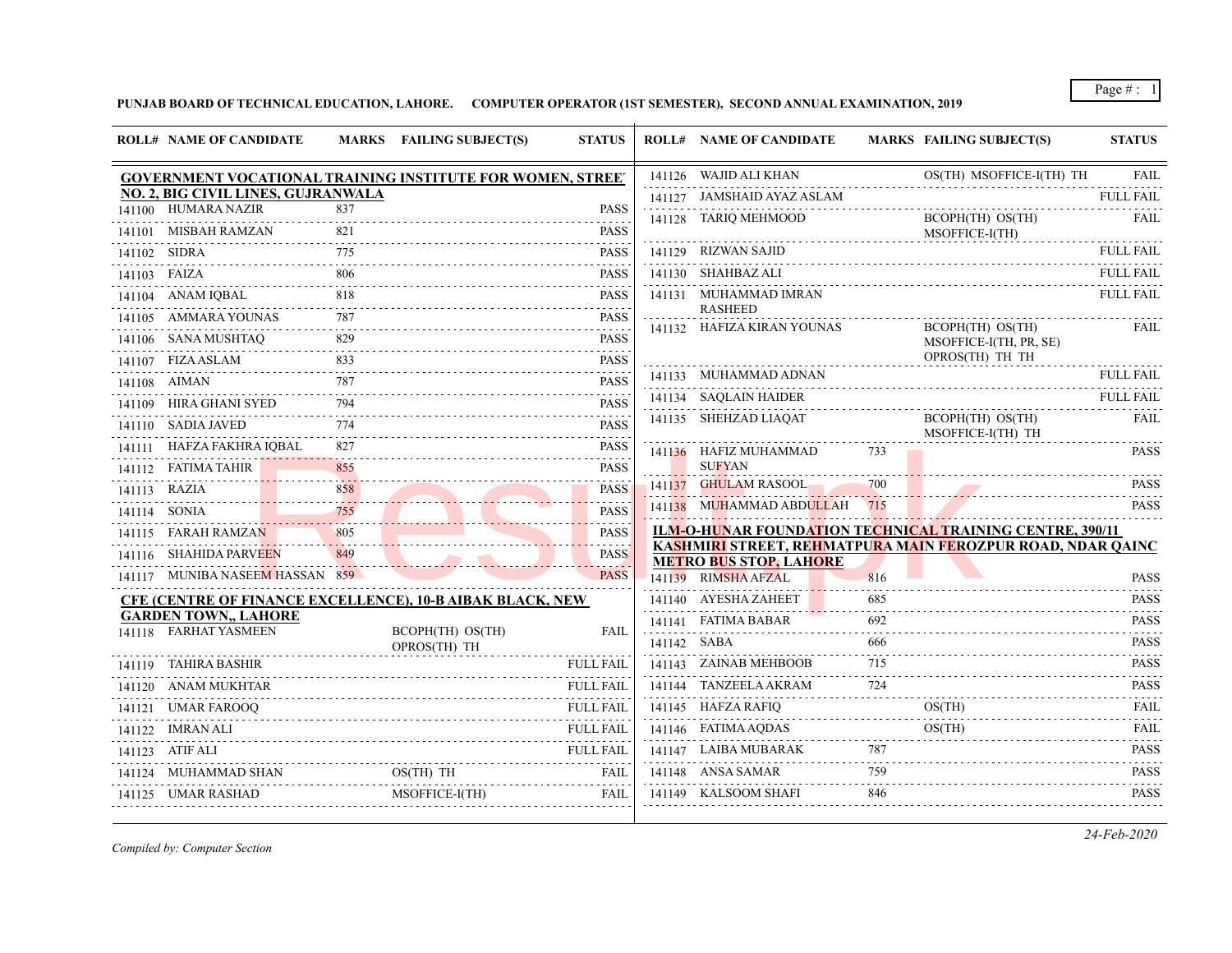**PUNJAB BOARD OF TECHNICAL EDUCATION, LAHORE. COMPUTER OPERATOR (1ST SEMESTER), SECOND ANNUAL EXAMINATION, 2019**

**GOVERNMENT VOCATIONAL TRAINING INSTITUTE FOR WOMEN, STREET NO. 2, BIG CIVIL LINES, GUJRANWALA**

| ROLL# | NAME OF CANDIDATE | MARKS | FAILING SUBJECT(S) | STATUS |
|---|---|---|---|---|
| 141100 | HUMARA NAZIR | 837 | | PASS |
| 141101 | MISBAH RAMZAN | 821 | | PASS |
| 141102 | SIDRA | 775 | | PASS |
| 141103 | FAIZA | 806 | | PASS |
| 141104 | ANAM IQBAL | 818 | | PASS |
| 141105 | AMMARA YOUNAS | 787 | | PASS |
| 141106 | SANA MUSHTAQ | 829 | | PASS |
| 141107 | FIZA ASLAM | 833 | | PASS |
| 141108 | AIMAN | 787 | | PASS |
| 141109 | HIRA GHANI SYED | 794 | | PASS |
| 141110 | SADIA JAVED | 774 | | PASS |
| 141111 | HAFZA FAKHRA IQBAL | 827 | | PASS |
| 141112 | FATIMA TAHIR | 855 | | PASS |
| 141113 | RAZIA | 858 | | PASS |
| 141114 | SONIA | 755 | | PASS |
| 141115 | FARAH RAMZAN | 805 | | PASS |
| 141116 | SHAHIDA PARVEEN | 849 | | PASS |
| 141117 | MUNIBA NASEEM HASSAN | 859 | | PASS |

**CFE (CENTRE OF FINANCE EXCELLENCE), 10-B AIBAK BLACK, NEW GARDEN TOWN,, LAHORE**

| ROLL# | NAME OF CANDIDATE | MARKS | FAILING SUBJECT(S) | STATUS |
|---|---|---|---|---|
| 141118 | FARHAT YASMEEN | | BCOPH(TH) OS(TH) OPROS(TH) TH | FAIL |
| 141119 | TAHIRA BASHIR | | | FULL FAIL |
| 141120 | ANAM MUKHTAR | | | FULL FAIL |
| 141121 | UMAR FAROOQ | | | FULL FAIL |
| 141122 | IMRAN ALI | | | FULL FAIL |
| 141123 | ATIF ALI | | | FULL FAIL |
| 141124 | MUHAMMAD SHAN | | OS(TH) TH | FAIL |
| 141125 | UMAR RASHAD | | MSOFFICE-I(TH) | FAIL |
| 141126 | WAJID ALI KHAN | | OS(TH) MSOFFICE-I(TH) TH | FAIL |
| 141127 | JAMSHAID AYAZ ASLAM | | | FULL FAIL |
| 141128 | TARIQ MEHMOOD | | BCOPH(TH) OS(TH) MSOFFICE-I(TH) | FAIL |
| 141129 | RIZWAN SAJID | | | FULL FAIL |
| 141130 | SHAHBAZ ALI | | | FULL FAIL |
| 141131 | MUHAMMAD IMRAN RASHEED | | | FULL FAIL |
| 141132 | HAFIZA KIRAN YOUNAS | | BCOPH(TH) OS(TH) MSOFFICE-I(TH, PR, SE) OPROS(TH) TH TH | FAIL |
| 141133 | MUHAMMAD ADNAN | | | FULL FAIL |
| 141134 | SAQLAIN HAIDER | | | FULL FAIL |
| 141135 | SHEHZAD LIAQAT | | BCOPH(TH) OS(TH) MSOFFICE-I(TH) TH | FAIL |
| 141136 | HAFIZ MUHAMMAD SUFYAN | 733 | | PASS |
| 141137 | GHULAM RASOOL | 700 | | PASS |
| 141138 | MUHAMMAD ABDULLAH | 715 | | PASS |

**ILM-O-HUNAR FOUNDATION TECHNICAL TRAINING CENTRE, 390/11 KASHMIRI STREET, REHMATPURA MAIN FEROZPUR ROAD, NDAR QAINC METRO BUS STOP, LAHORE**

| ROLL# | NAME OF CANDIDATE | MARKS | FAILING SUBJECT(S) | STATUS |
|---|---|---|---|---|
| 141139 | RIMSHA AFZAL | 816 | | PASS |
| 141140 | AYESHA ZAHEET | 685 | | PASS |
| 141141 | FATIMA BABAR | 692 | | PASS |
| 141142 | SABA | 666 | | PASS |
| 141143 | ZAINAB MEHBOOB | 715 | | PASS |
| 141144 | TANZEELA AKRAM | 724 | | PASS |
| 141145 | HAFZA RAFIQ | | OS(TH) | FAIL |
| 141146 | FATIMA AQDAS | | OS(TH) | FAIL |
| 141147 | LAIBA MUBARAK | 787 | | PASS |
| 141148 | ANSA SAMAR | 759 | | PASS |
| 141149 | KALSOOM SHAFI | 846 | | PASS |

*Compiled by: Computer Section*

*24-Feb-2020*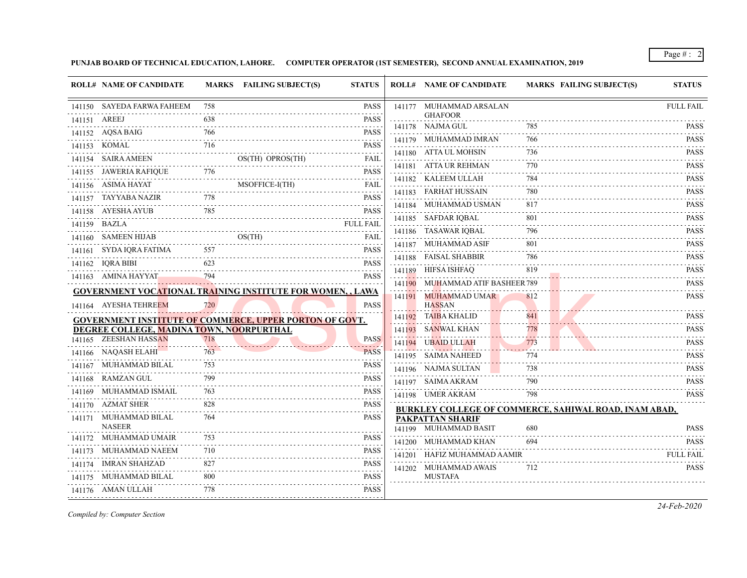**PUNJAB BOARD OF TECHNICAL EDUCATION, LAHORE. COMPUTER OPERATOR (1ST SEMESTER), SECOND ANNUAL EXAMINATION, 2019**

| ROLL# | NAME OF CANDIDATE | MARKS | FAILING SUBJECT(S) | STATUS |
|---|---|---|---|---|
| 141150 | SAYEDA FARWA FAHEEM | 758 | | PASS |
| 141151 | AREEJ | 638 | | PASS |
| 141152 | AQSA BAIG | 766 | | PASS |
| 141153 | KOMAL | 716 | | PASS |
| 141154 | SAIRA AMEEN | | OS(TH) OPROS(TH) | FAIL |
| 141155 | JAWERIA RAFIQUE | 776 | | PASS |
| 141156 | ASIMA HAYAT | | MSOFFICE-I(TH) | FAIL |
| 141157 | TAYYABA NAZIR | 778 | | PASS |
| 141158 | AYESHA AYUB | 785 | | PASS |
| 141159 | BAZLA | | | FULL FAIL |
| 141160 | SAMEEN HIJAB | | OS(TH) | FAIL |
| 141161 | SYDA IQRA FATIMA | 557 | | PASS |
| 141162 | IQRA BIBI | 623 | | PASS |
| 141163 | AMINA HAYYAT | 794 | | PASS |

**GOVERNMENT VOCATIONAL TRAINING INSTITUTE FOR WOMEN, , LAWA**

| ROLL# | NAME OF CANDIDATE | MARKS | FAILING SUBJECT(S) | STATUS |
|---|---|---|---|---|
| 141164 | AYESHA TEHREEM | 720 | | PASS |

**GOVERNMENT INSTITUTE OF COMMERCE, UPPER PORTON OF GOVT. DEGREE COLLEGE, MADINA TOWN, NOORPURTHAL**

| ROLL# | NAME OF CANDIDATE | MARKS | FAILING SUBJECT(S) | STATUS |
|---|---|---|---|---|
| 141165 | ZEESHAN HASSAN | 718 | | PASS |
| 141166 | NAQASH ELAHI | 763 | | PASS |
| 141167 | MUHAMMAD BILAL | 753 | | PASS |
| 141168 | RAMZAN GUL | 799 | | PASS |
| 141169 | MUHAMMAD ISMAIL | 763 | | PASS |
| 141170 | AZMAT SHER | 828 | | PASS |
| 141171 | MUHAMMAD BILAL NASEER | 764 | | PASS |
| 141172 | MUHAMMAD UMAIR | 753 | | PASS |
| 141173 | MUHAMMAD NAEEM | 710 | | PASS |
| 141174 | IMRAN SHAHZAD | 827 | | PASS |
| 141175 | MUHAMMAD BILAL | 800 | | PASS |
| 141176 | AMAN ULLAH | 778 | | PASS |
| 141177 | MUHAMMAD ARSALAN GHAFOOR | | | FULL FAIL |
| 141178 | NAJMA GUL | 785 | | PASS |
| 141179 | MUHAMMAD IMRAN | 766 | | PASS |
| 141180 | ATTA UL MOHSIN | 736 | | PASS |
| 141181 | ATTA UR REHMAN | 770 | | PASS |
| 141182 | KALEEM ULLAH | 784 | | PASS |
| 141183 | FARHAT HUSSAIN | 780 | | PASS |
| 141184 | MUHAMMAD USMAN | 817 | | PASS |
| 141185 | SAFDAR IQBAL | 801 | | PASS |
| 141186 | TASAWAR IQBAL | 796 | | PASS |
| 141187 | MUHAMMAD ASIF | 801 | | PASS |
| 141188 | FAISAL SHABBIR | 786 | | PASS |
| 141189 | HIFSA ISHFAQ | 819 | | PASS |
| 141190 | MUHAMMAD ATIF BASHEER | 789 | | PASS |
| 141191 | MUHAMMAD UMAR HASSAN | 812 | | PASS |
| 141192 | TAIBA KHALID | 841 | | PASS |
| 141193 | SANWAL KHAN | 778 | | PASS |
| 141194 | UBAID ULLAH | 773 | | PASS |
| 141195 | SAIMA NAHEED | 774 | | PASS |
| 141196 | NAJMA SULTAN | 738 | | PASS |
| 141197 | SAIMA AKRAM | 790 | | PASS |
| 141198 | UMER AKRAM | 798 | | PASS |

**BURKLEY COLLEGE OF COMMERCE, SAHIWAL ROAD, INAM ABAD, PAKPATTAN SHARIF**

| ROLL# | NAME OF CANDIDATE | MARKS | FAILING SUBJECT(S) | STATUS |
|---|---|---|---|---|
| 141199 | MUHAMMAD BASIT | 680 | | PASS |
| 141200 | MUHAMMAD KHAN | 694 | | PASS |
| 141201 | HAFIZ MUHAMMAD AAMIR | | | FULL FAIL |
| 141202 | MUHAMMAD AWAIS MUSTAFA | 712 | | PASS |

*Compiled by: Computer Section*

*24-Feb-2020*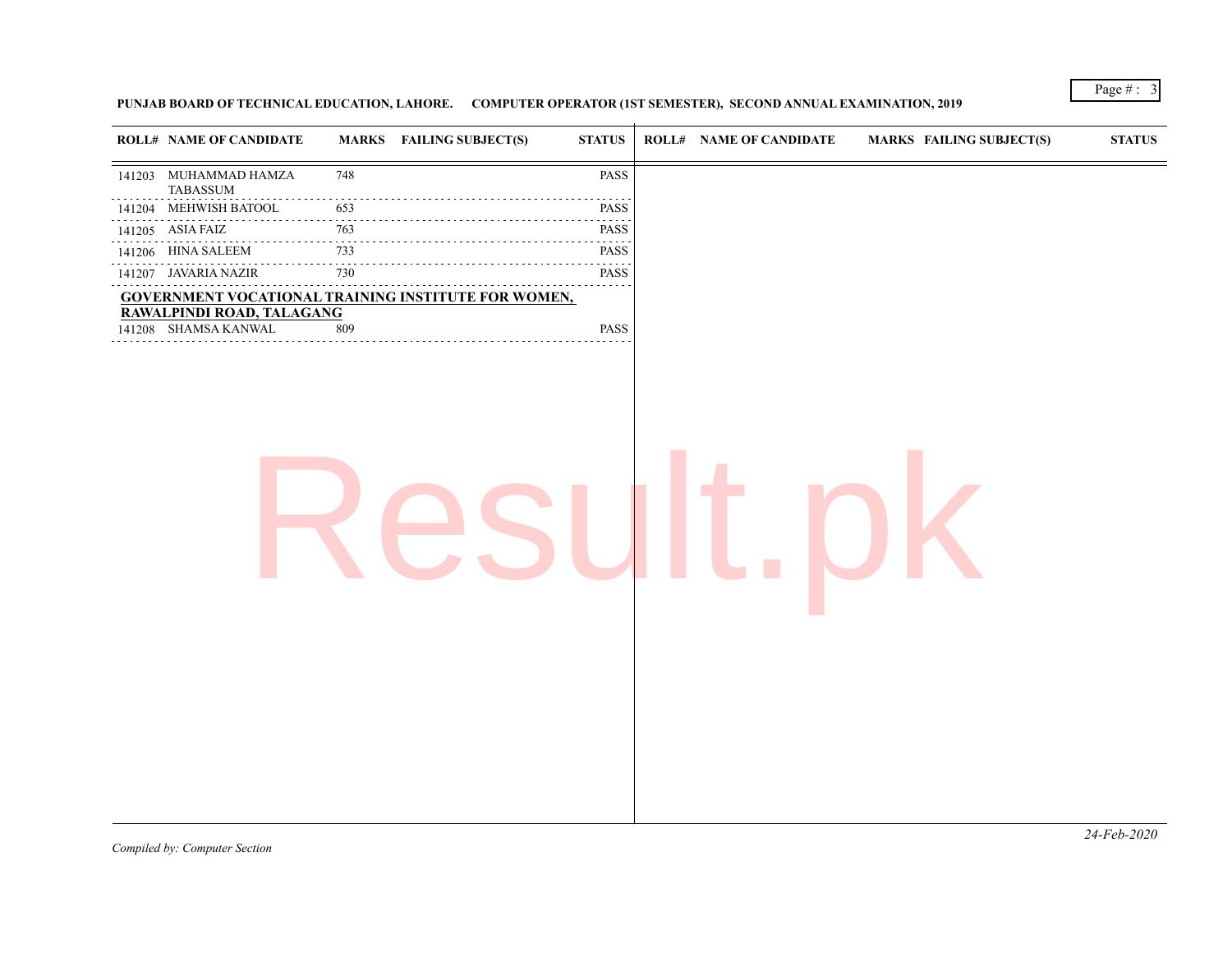**PUNJAB BOARD OF TECHNICAL EDUCATION, LAHORE. COMPUTER OPERATOR (1ST SEMESTER), SECOND ANNUAL EXAMINATION, 2019**

| ROLL# | NAME OF CANDIDATE | MARKS | FAILING SUBJECT(S) | STATUS |
|---|---|---|---|---|
| 141203 | MUHAMMAD HAMZA TABASSUM | 748 | | PASS |
| 141204 | MEHWISH BATOOL | 653 | | PASS |
| 141205 | ASIA FAIZ | 763 | | PASS |
| 141206 | HINA SALEEM | 733 | | PASS |
| 141207 | JAVARIA NAZIR | 730 | | PASS |

**GOVERNMENT VOCATIONAL TRAINING INSTITUTE FOR WOMEN, RAWALPINDI ROAD, TALAGANG**

| ROLL# | NAME OF CANDIDATE | MARKS | FAILING SUBJECT(S) | STATUS |
|---|---|---|---|---|
| 141208 | SHAMSA KANWAL | 809 | | PASS |

*Compiled by: Computer Section*

*24-Feb-2020*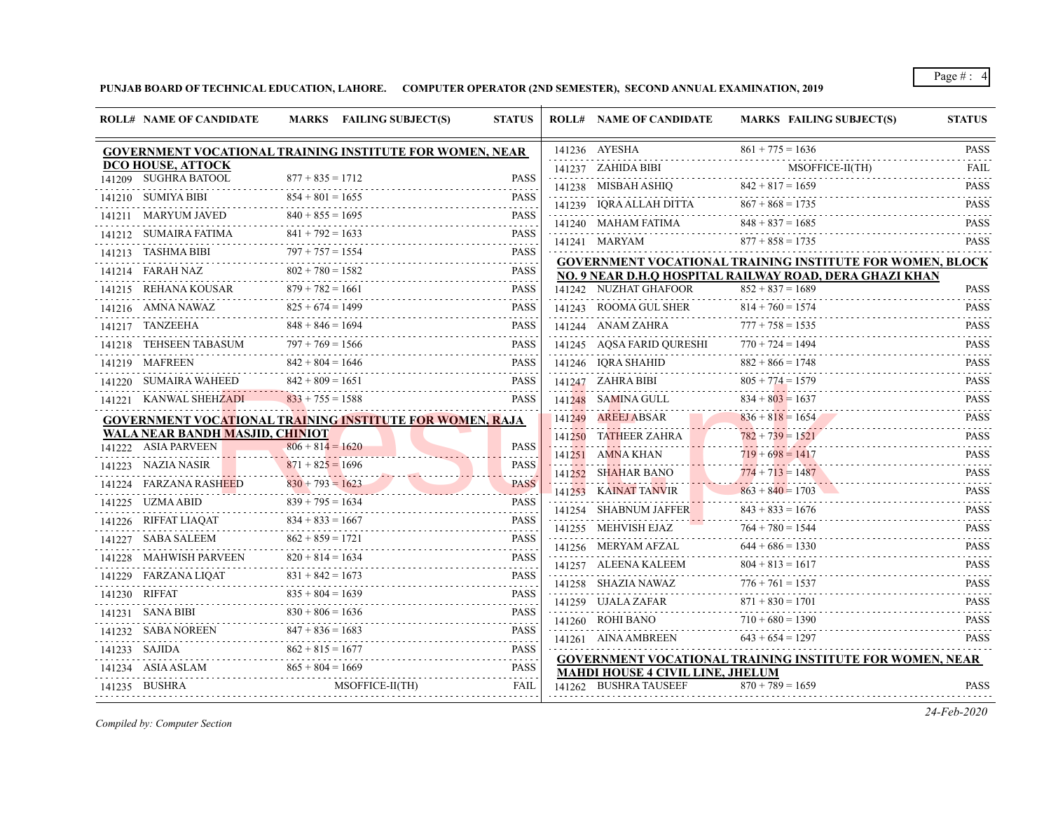**PUNJAB BOARD OF TECHNICAL EDUCATION, LAHORE. COMPUTER OPERATOR (2ND SEMESTER), SECOND ANNUAL EXAMINATION, 2019**

**GOVERNMENT VOCATIONAL TRAINING INSTITUTE FOR WOMEN, NEAR DCO HOUSE, ATTOCK**

| ROLL# | NAME OF CANDIDATE | MARKS | FAILING SUBJECT(S) | STATUS |
|---|---|---|---|---|
| 141209 | SUGHRA BATOOL | 877 + 835 = 1712 | | PASS |
| 141210 | SUMIYA BIBI | 854 + 801 = 1655 | | PASS |
| 141211 | MARYUM JAVED | 840 + 855 = 1695 | | PASS |
| 141212 | SUMAIRA FATIMA | 841 + 792 = 1633 | | PASS |
| 141213 | TASHMA BIBI | 797 + 757 = 1554 | | PASS |
| 141214 | FARAH NAZ | 802 + 780 = 1582 | | PASS |
| 141215 | REHANA KOUSAR | 879 + 782 = 1661 | | PASS |
| 141216 | AMNA NAWAZ | 825 + 674 = 1499 | | PASS |
| 141217 | TANZEEHA | 848 + 846 = 1694 | | PASS |
| 141218 | TEHSEEN TABASUM | 797 + 769 = 1566 | | PASS |
| 141219 | MAFREEN | 842 + 804 = 1646 | | PASS |
| 141220 | SUMAIRA WAHEED | 842 + 809 = 1651 | | PASS |
| 141221 | KANWAL SHEHZADI | 833 + 755 = 1588 | | PASS |

**GOVERNMENT VOCATIONAL TRAINING INSTITUTE FOR WOMEN, RAJA WALA NEAR BANDH MASJID, CHINIOT**

| ROLL# | NAME OF CANDIDATE | MARKS | FAILING SUBJECT(S) | STATUS |
|---|---|---|---|---|
| 141222 | ASIA PARVEEN | 806 + 814 = 1620 | | PASS |
| 141223 | NAZIA NASIR | 871 + 825 = 1696 | | PASS |
| 141224 | FARZANA RASHEED | 830 + 793 = 1623 | | PASS |
| 141225 | UZMA ABID | 839 + 795 = 1634 | | PASS |
| 141226 | RIFFAT LIAQAT | 834 + 833 = 1667 | | PASS |
| 141227 | SABA SALEEM | 862 + 859 = 1721 | | PASS |
| 141228 | MAHWISH PARVEEN | 820 + 814 = 1634 | | PASS |
| 141229 | FARZANA LIQAT | 831 + 842 = 1673 | | PASS |
| 141230 | RIFFAT | 835 + 804 = 1639 | | PASS |
| 141231 | SANA BIBI | 830 + 806 = 1636 | | PASS |
| 141232 | SABA NOREEN | 847 + 836 = 1683 | | PASS |
| 141233 | SAJIDA | 862 + 815 = 1677 | | PASS |
| 141234 | ASIA ASLAM | 865 + 804 = 1669 | | PASS |
| 141235 | BUSHRA | | MSOFFICE-II(TH) | FAIL |
| 141236 | AYESHA | 861 + 775 = 1636 | | PASS |
| 141237 | ZAHIDA BIBI | | MSOFFICE-II(TH) | FAIL |
| 141238 | MISBAH ASHIQ | 842 + 817 = 1659 | | PASS |
| 141239 | IQRA ALLAH DITTA | 867 + 868 = 1735 | | PASS |
| 141240 | MAHAM FATIMA | 848 + 837 = 1685 | | PASS |
| 141241 | MARYAM | 877 + 858 = 1735 | | PASS |

**GOVERNMENT VOCATIONAL TRAINING INSTITUTE FOR WOMEN, BLOCK NO. 9 NEAR D.H.Q HOSPITAL RAILWAY ROAD, DERA GHAZI KHAN**

| ROLL# | NAME OF CANDIDATE | MARKS | FAILING SUBJECT(S) | STATUS |
|---|---|---|---|---|
| 141242 | NUZHAT GHAFOOR | 852 + 837 = 1689 | | PASS |
| 141243 | ROOMA GUL SHER | 814 + 760 = 1574 | | PASS |
| 141244 | ANAM ZAHRA | 777 + 758 = 1535 | | PASS |
| 141245 | AQSA FARID QURESHI | 770 + 724 = 1494 | | PASS |
| 141246 | IQRA SHAHID | 882 + 866 = 1748 | | PASS |
| 141247 | ZAHRA BIBI | 805 + 774 = 1579 | | PASS |
| 141248 | SAMINA GULL | 834 + 803 = 1637 | | PASS |
| 141249 | AREEJ ABSAR | 836 + 818 = 1654 | | PASS |
| 141250 | TATHEER ZAHRA | 782 + 739 = 1521 | | PASS |
| 141251 | AMNA KHAN | 719 + 698 = 1417 | | PASS |
| 141252 | SHAHAR BANO | 774 + 713 = 1487 | | PASS |
| 141253 | KAINAT TANVIR | 863 + 840 = 1703 | | PASS |
| 141254 | SHABNUM JAFFER | 843 + 833 = 1676 | | PASS |
| 141255 | MEHVISH EJAZ | 764 + 780 = 1544 | | PASS |
| 141256 | MERYAM AFZAL | 644 + 686 = 1330 | | PASS |
| 141257 | ALEENA KALEEM | 804 + 813 = 1617 | | PASS |
| 141258 | SHAZIA NAWAZ | 776 + 761 = 1537 | | PASS |
| 141259 | UJALA ZAFAR | 871 + 830 = 1701 | | PASS |
| 141260 | ROHI BANO | 710 + 680 = 1390 | | PASS |
| 141261 | AINA AMBREEN | 643 + 654 = 1297 | | PASS |

**GOVERNMENT VOCATIONAL TRAINING INSTITUTE FOR WOMEN, NEAR MAHDI HOUSE 4 CIVIL LINE, JHELUM**

| ROLL# | NAME OF CANDIDATE | MARKS | FAILING SUBJECT(S) | STATUS |
|---|---|---|---|---|
| 141262 | BUSHRA TAUSEEF | 870 + 789 = 1659 | | PASS |

*Compiled by: Computer Section*

*24-Feb-2020*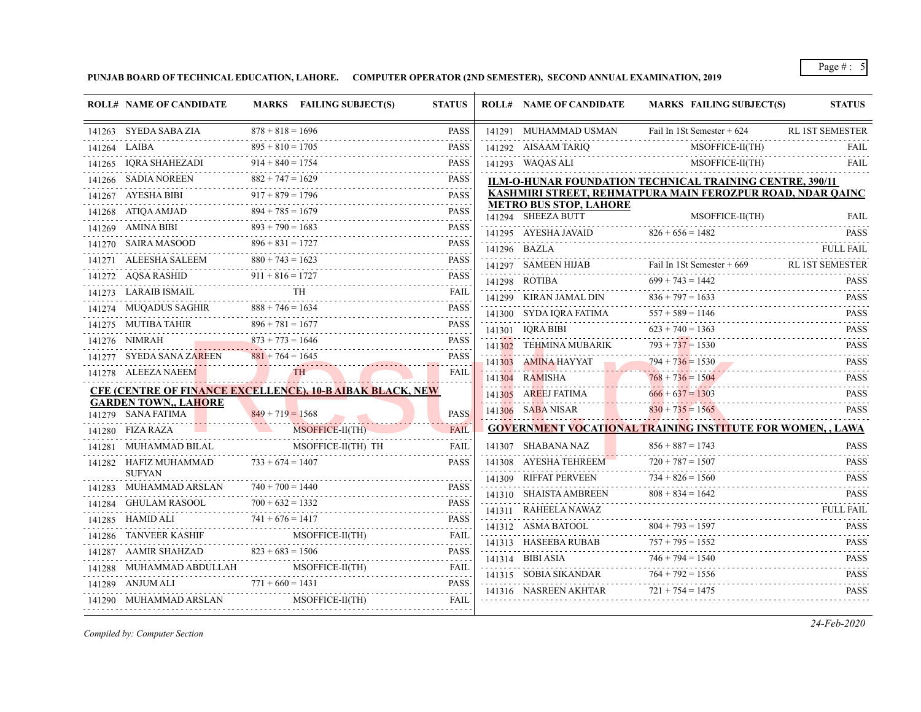**PUNJAB BOARD OF TECHNICAL EDUCATION, LAHORE. COMPUTER OPERATOR (2ND SEMESTER), SECOND ANNUAL EXAMINATION, 2019**

| ROLL# | NAME OF CANDIDATE | MARKS | FAILING SUBJECT(S) | STATUS |
|---|---|---|---|---|
| 141263 | SYEDA SABA ZIA | 878 + 818 = 1696 | | PASS |
| 141264 | LAIBA | 895 + 810 = 1705 | | PASS |
| 141265 | IQRA SHAHEZADI | 914 + 840 = 1754 | | PASS |
| 141266 | SADIA NOREEN | 882 + 747 = 1629 | | PASS |
| 141267 | AYESHA BIBI | 917 + 879 = 1796 | | PASS |
| 141268 | ATIQA AMJAD | 894 + 785 = 1679 | | PASS |
| 141269 | AMINA BIBI | 893 + 790 = 1683 | | PASS |
| 141270 | SAIRA MASOOD | 896 + 831 = 1727 | | PASS |
| 141271 | ALEESHA SALEEM | 880 + 743 = 1623 | | PASS |
| 141272 | AQSA RASHID | 911 + 816 = 1727 | | PASS |
| 141273 | LARAIB ISMAIL | | TH | FAIL |
| 141274 | MUQADUS SAGHIR | 888 + 746 = 1634 | | PASS |
| 141275 | MUTIBA TAHIR | 896 + 781 = 1677 | | PASS |
| 141276 | NIMRAH | 873 + 773 = 1646 | | PASS |
| 141277 | SYEDA SANA ZAREEN | 881 + 764 = 1645 | | PASS |
| 141278 | ALEEZA NAEEM | | TH | FAIL |

**CFE (CENTRE OF FINANCE EXCELLENCE), 10-B AIBAK BLACK, NEW GARDEN TOWN,, LAHORE**

| ROLL# | NAME OF CANDIDATE | MARKS | FAILING SUBJECT(S) | STATUS |
|---|---|---|---|---|
| 141279 | SANA FATIMA | 849 + 719 = 1568 | | PASS |
| 141280 | FIZA RAZA | | MSOFFICE-II(TH) | FAIL |
| 141281 | MUHAMMAD BILAL | | MSOFFICE-II(TH) TH | FAIL |
| 141282 | HAFIZ MUHAMMAD SUFYAN | 733 + 674 = 1407 | | PASS |
| 141283 | MUHAMMAD ARSLAN | 740 + 700 = 1440 | | PASS |
| 141284 | GHULAM RASOOL | 700 + 632 = 1332 | | PASS |
| 141285 | HAMID ALI | 741 + 676 = 1417 | | PASS |
| 141286 | TANVEER KASHIF | | MSOFFICE-II(TH) | FAIL |
| 141287 | AAMIR SHAHZAD | 823 + 683 = 1506 | | PASS |
| 141288 | MUHAMMAD ABDULLAH | | MSOFFICE-II(TH) | FAIL |
| 141289 | ANJUM ALI | 771 + 660 = 1431 | | PASS |
| 141290 | MUHAMMAD ARSLAN | | MSOFFICE-II(TH) | FAIL |
| 141291 | MUHAMMAD USMAN | Fail In 1St Semester + 624 | | RL 1ST SEMESTER |
| 141292 | AISAAM TARIQ | | MSOFFICE-II(TH) | FAIL |
| 141293 | WAQAS ALI | | MSOFFICE-II(TH) | FAIL |

**ILM-O-HUNAR FOUNDATION TECHNICAL TRAINING CENTRE, 390/11 KASHMIRI STREET, REHMATPURA MAIN FEROZPUR ROAD, NDAR QAINC METRO BUS STOP, LAHORE**

| ROLL# | NAME OF CANDIDATE | MARKS | FAILING SUBJECT(S) | STATUS |
|---|---|---|---|---|
| 141294 | SHEEZA BUTT | | MSOFFICE-II(TH) | FAIL |
| 141295 | AYESHA JAVAID | 826 + 656 = 1482 | | PASS |
| 141296 | BAZLA | | | FULL FAIL |
| 141297 | SAMEEN HIJAB | Fail In 1St Semester + 669 | | RL 1ST SEMESTER |
| 141298 | ROTIBA | 699 + 743 = 1442 | | PASS |
| 141299 | KIRAN JAMAL DIN | 836 + 797 = 1633 | | PASS |
| 141300 | SYDA IQRA FATIMA | 557 + 589 = 1146 | | PASS |
| 141301 | IQRA BIBI | 623 + 740 = 1363 | | PASS |
| 141302 | TEHMINA MUBARIK | 793 + 737 = 1530 | | PASS |
| 141303 | AMINA HAYYAT | 794 + 736 = 1530 | | PASS |
| 141304 | RAMISHA | 768 + 736 = 1504 | | PASS |
| 141305 | AREEJ FATIMA | 666 + 637 = 1303 | | PASS |
| 141306 | SABA NISAR | 830 + 735 = 1565 | | PASS |

**GOVERNMENT VOCATIONAL TRAINING INSTITUTE FOR WOMEN, , LAWA**

| ROLL# | NAME OF CANDIDATE | MARKS | FAILING SUBJECT(S) | STATUS |
|---|---|---|---|---|
| 141307 | SHABANA NAZ | 856 + 887 = 1743 | | PASS |
| 141308 | AYESHA TEHREEM | 720 + 787 = 1507 | | PASS |
| 141309 | RIFFAT PERVEEN | 734 + 826 = 1560 | | PASS |
| 141310 | SHAISTA AMBREEN | 808 + 834 = 1642 | | PASS |
| 141311 | RAHEELA NAWAZ | | | FULL FAIL |
| 141312 | ASMA BATOOL | 804 + 793 = 1597 | | PASS |
| 141313 | HASEEBA RUBAB | 757 + 795 = 1552 | | PASS |
| 141314 | BIBI ASIA | 746 + 794 = 1540 | | PASS |
| 141315 | SOBIA SIKANDAR | 764 + 792 = 1556 | | PASS |
| 141316 | NASREEN AKHTAR | 721 + 754 = 1475 | | PASS |

*Compiled by: Computer Section*

*24-Feb-2020*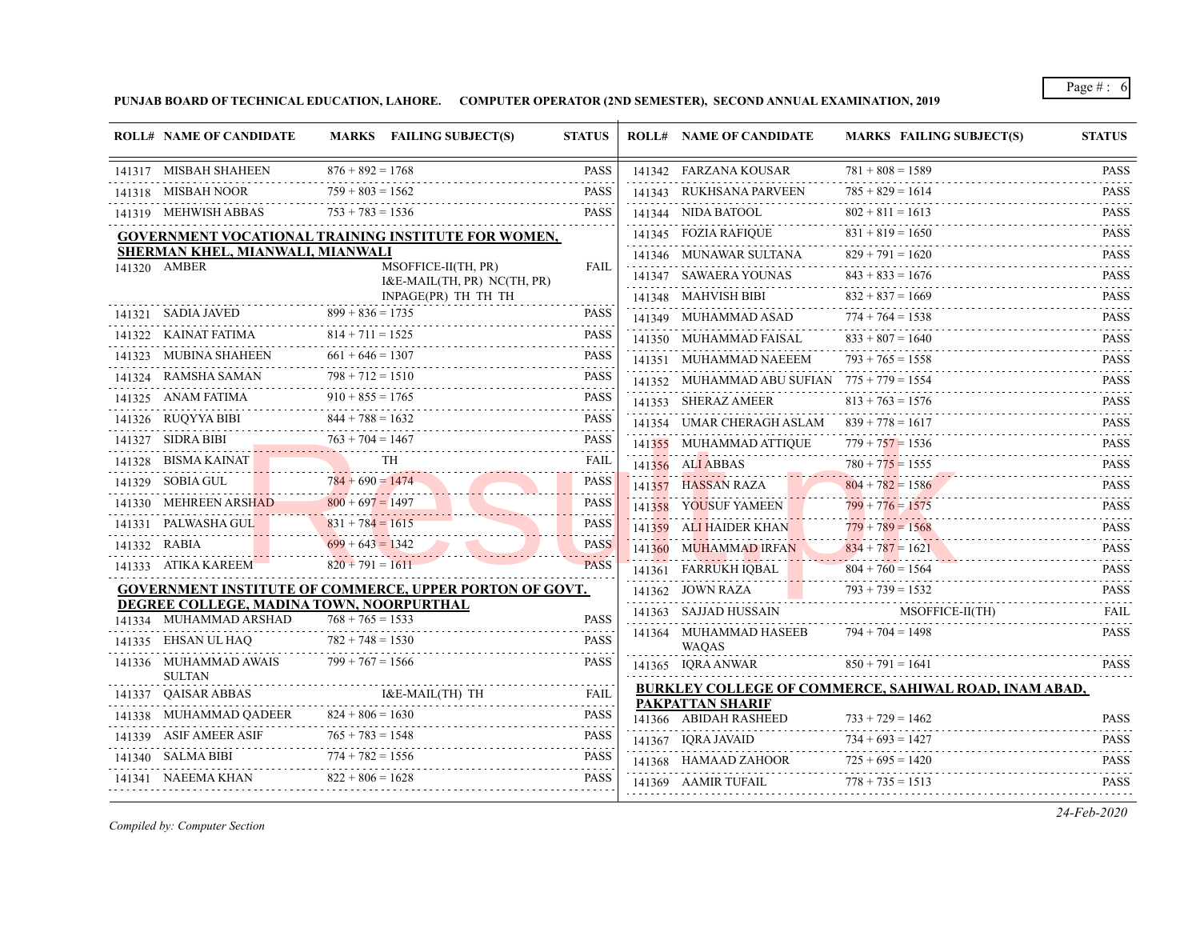**PUNJAB BOARD OF TECHNICAL EDUCATION, LAHORE. COMPUTER OPERATOR (2ND SEMESTER), SECOND ANNUAL EXAMINATION, 2019**

| ROLL# | NAME OF CANDIDATE | MARKS | FAILING SUBJECT(S) | STATUS |
|---|---|---|---|---|
| 141317 | MISBAH SHAHEEN | 876 + 892 = 1768 | | PASS |
| 141318 | MISBAH NOOR | 759 + 803 = 1562 | | PASS |
| 141319 | MEHWISH ABBAS | 753 + 783 = 1536 | | PASS |

**GOVERNMENT VOCATIONAL TRAINING INSTITUTE FOR WOMEN, SHERMAN KHEL, MIANWALI, MIANWALI**

| ROLL# | NAME OF CANDIDATE | MARKS | FAILING SUBJECT(S) | STATUS |
|---|---|---|---|---|
| 141320 | AMBER | | MSOFFICE-II(TH, PR) I&E-MAIL(TH, PR) NC(TH, PR) INPAGE(PR) TH TH TH | FAIL |
| 141321 | SADIA JAVED | 899 + 836 = 1735 | | PASS |
| 141322 | KAINAT FATIMA | 814 + 711 = 1525 | | PASS |
| 141323 | MUBINA SHAHEEN | 661 + 646 = 1307 | | PASS |
| 141324 | RAMSHA SAMAN | 798 + 712 = 1510 | | PASS |
| 141325 | ANAM FATIMA | 910 + 855 = 1765 | | PASS |
| 141326 | RUQYYA BIBI | 844 + 788 = 1632 | | PASS |
| 141327 | SIDRA BIBI | 763 + 704 = 1467 | | PASS |
| 141328 | BISMA KAINAT | | TH | FAIL |
| 141329 | SOBIA GUL | 784 + 690 = 1474 | | PASS |
| 141330 | MEHREEN ARSHAD | 800 + 697 = 1497 | | PASS |
| 141331 | PALWASHA GUL | 831 + 784 = 1615 | | PASS |
| 141332 | RABIA | 699 + 643 = 1342 | | PASS |
| 141333 | ATIKA KAREEM | 820 + 791 = 1611 | | PASS |

**GOVERNMENT INSTITUTE OF COMMERCE, UPPER PORTON OF GOVT. DEGREE COLLEGE, MADINA TOWN, NOORPURTHAL**

| ROLL# | NAME OF CANDIDATE | MARKS | FAILING SUBJECT(S) | STATUS |
|---|---|---|---|---|
| 141334 | MUHAMMAD ARSHAD | 768 + 765 = 1533 | | PASS |
| 141335 | EHSAN UL HAQ | 782 + 748 = 1530 | | PASS |
| 141336 | MUHAMMAD AWAIS SULTAN | 799 + 767 = 1566 | | PASS |
| 141337 | QAISAR ABBAS | | I&E-MAIL(TH) TH | FAIL |
| 141338 | MUHAMMAD QADEER | 824 + 806 = 1630 | | PASS |
| 141339 | ASIF AMEER ASIF | 765 + 783 = 1548 | | PASS |
| 141340 | SALMA BIBI | 774 + 782 = 1556 | | PASS |
| 141341 | NAEEMA KHAN | 822 + 806 = 1628 | | PASS |
| 141342 | FARZANA KOUSAR | 781 + 808 = 1589 | | PASS |
| 141343 | RUKHSANA PARVEEN | 785 + 829 = 1614 | | PASS |
| 141344 | NIDA BATOOL | 802 + 811 = 1613 | | PASS |
| 141345 | FOZIA RAFIQUE | 831 + 819 = 1650 | | PASS |
| 141346 | MUNAWAR SULTANA | 829 + 791 = 1620 | | PASS |
| 141347 | SAWAERA YOUNAS | 843 + 833 = 1676 | | PASS |
| 141348 | MAHVISH BIBI | 832 + 837 = 1669 | | PASS |
| 141349 | MUHAMMAD ASAD | 774 + 764 = 1538 | | PASS |
| 141350 | MUHAMMAD FAISAL | 833 + 807 = 1640 | | PASS |
| 141351 | MUHAMMAD NAEEEM | 793 + 765 = 1558 | | PASS |
| 141352 | MUHAMMAD ABU SUFIAN | 775 + 779 = 1554 | | PASS |
| 141353 | SHERAZ AMEER | 813 + 763 = 1576 | | PASS |
| 141354 | UMAR CHERAGH ASLAM | 839 + 778 = 1617 | | PASS |
| 141355 | MUHAMMAD ATTIQUE | 779 + 757 = 1536 | | PASS |
| 141356 | ALI ABBAS | 780 + 775 = 1555 | | PASS |
| 141357 | HASSAN RAZA | 804 + 782 = 1586 | | PASS |
| 141358 | YOUSUF YAMEEN | 799 + 776 = 1575 | | PASS |
| 141359 | ALI HAIDER KHAN | 779 + 789 = 1568 | | PASS |
| 141360 | MUHAMMAD IRFAN | 834 + 787 = 1621 | | PASS |
| 141361 | FARRUKH IQBAL | 804 + 760 = 1564 | | PASS |
| 141362 | JOWN RAZA | 793 + 739 = 1532 | | PASS |
| 141363 | SAJJAD HUSSAIN | | MSOFFICE-II(TH) | FAIL |
| 141364 | MUHAMMAD HASEEB WAQAS | 794 + 704 = 1498 | | PASS |
| 141365 | IQRA ANWAR | 850 + 791 = 1641 | | PASS |

**BURKLEY COLLEGE OF COMMERCE, SAHIWAL ROAD, INAM ABAD, PAKPATTAN SHARIF**

| ROLL# | NAME OF CANDIDATE | MARKS | FAILING SUBJECT(S) | STATUS |
|---|---|---|---|---|
| 141366 | ABIDAH RASHEED | 733 + 729 = 1462 | | PASS |
| 141367 | IQRA JAVAID | 734 + 693 = 1427 | | PASS |
| 141368 | HAMAAD ZAHOOR | 725 + 695 = 1420 | | PASS |
| 141369 | AAMIR TUFAIL | 778 + 735 = 1513 | | PASS |

*Compiled by: Computer Section*

*24-Feb-2020*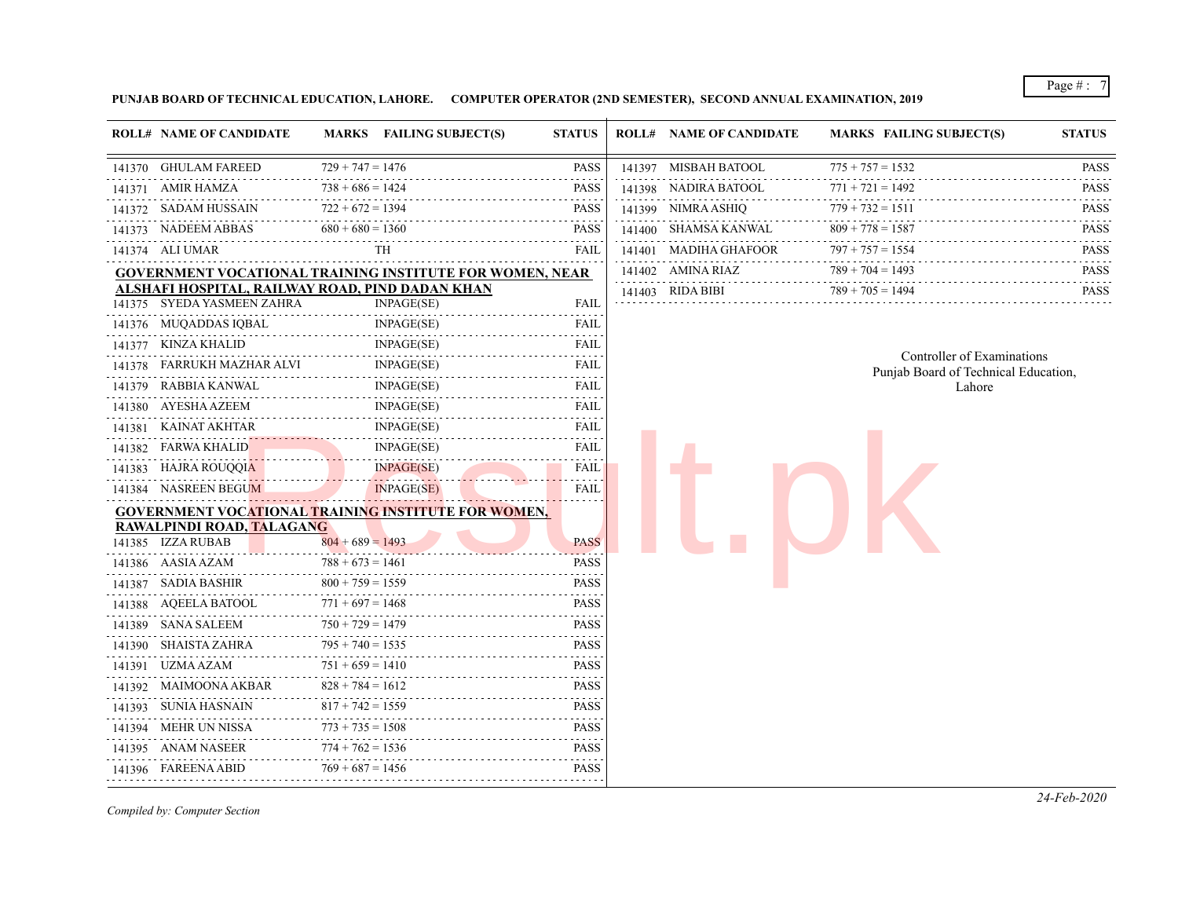**PUNJAB BOARD OF TECHNICAL EDUCATION, LAHORE. COMPUTER OPERATOR (2ND SEMESTER), SECOND ANNUAL EXAMINATION, 2019**

| ROLL# | NAME OF CANDIDATE | MARKS | FAILING SUBJECT(S) | STATUS |
|---|---|---|---|---|
| 141370 | GHULAM FAREED | 729 + 747 = 1476 | | PASS |
| 141371 | AMIR HAMZA | 738 + 686 = 1424 | | PASS |
| 141372 | SADAM HUSSAIN | 722 + 672 = 1394 | | PASS |
| 141373 | NADEEM ABBAS | 680 + 680 = 1360 | | PASS |
| 141374 | ALI UMAR | TH | | FAIL |

**GOVERNMENT VOCATIONAL TRAINING INSTITUTE FOR WOMEN, NEAR ALSHAFI HOSPITAL, RAILWAY ROAD, PIND DADAN KHAN**

| ROLL# | NAME OF CANDIDATE | MARKS | FAILING SUBJECT(S) | STATUS |
|---|---|---|---|---|
| 141375 | SYEDA YASMEEN ZAHRA | | INPAGE(SE) | FAIL |
| 141376 | MUQADDAS IQBAL | | INPAGE(SE) | FAIL |
| 141377 | KINZA KHALID | | INPAGE(SE) | FAIL |
| 141378 | FARRUKH MAZHAR ALVI | | INPAGE(SE) | FAIL |
| 141379 | RABBIA KANWAL | | INPAGE(SE) | FAIL |
| 141380 | AYESHA AZEEM | | INPAGE(SE) | FAIL |
| 141381 | KAINAT AKHTAR | | INPAGE(SE) | FAIL |
| 141382 | FARWA KHALID | | INPAGE(SE) | FAIL |
| 141383 | HAJRA ROUQQIA | | INPAGE(SE) | FAIL |
| 141384 | NASREEN BEGUM | | INPAGE(SE) | FAIL |

**GOVERNMENT VOCATIONAL TRAINING INSTITUTE FOR WOMEN, RAWALPINDI ROAD, TALAGANG**

| ROLL# | NAME OF CANDIDATE | MARKS | FAILING SUBJECT(S) | STATUS |
|---|---|---|---|---|
| 141385 | IZZA RUBAB | 804 + 689 = 1493 | | PASS |
| 141386 | AASIA AZAM | 788 + 673 = 1461 | | PASS |
| 141387 | SADIA BASHIR | 800 + 759 = 1559 | | PASS |
| 141388 | AQEELA BATOOL | 771 + 697 = 1468 | | PASS |
| 141389 | SANA SALEEM | 750 + 729 = 1479 | | PASS |
| 141390 | SHAISTA ZAHRA | 795 + 740 = 1535 | | PASS |
| 141391 | UZMA AZAM | 751 + 659 = 1410 | | PASS |
| 141392 | MAIMOONA AKBAR | 828 + 784 = 1612 | | PASS |
| 141393 | SUNIA HASNAIN | 817 + 742 = 1559 | | PASS |
| 141394 | MEHR UN NISSA | 773 + 735 = 1508 | | PASS |
| 141395 | ANAM NASEER | 774 + 762 = 1536 | | PASS |
| 141396 | FAREENA ABID | 769 + 687 = 1456 | | PASS |
| 141397 | MISBAH BATOOL | 775 + 757 = 1532 | | PASS |
| 141398 | NADIRA BATOOL | 771 + 721 = 1492 | | PASS |
| 141399 | NIMRA ASHIQ | 779 + 732 = 1511 | | PASS |
| 141400 | SHAMSA KANWAL | 809 + 778 = 1587 | | PASS |
| 141401 | MADIHA GHAFOOR | 797 + 757 = 1554 | | PASS |
| 141402 | AMINA RIAZ | 789 + 704 = 1493 | | PASS |
| 141403 | RIDA BIBI | 789 + 705 = 1494 | | PASS |

Controller of Examinations
Punjab Board of Technical Education,
Lahore

*Compiled by: Computer Section*

*24-Feb-2020*